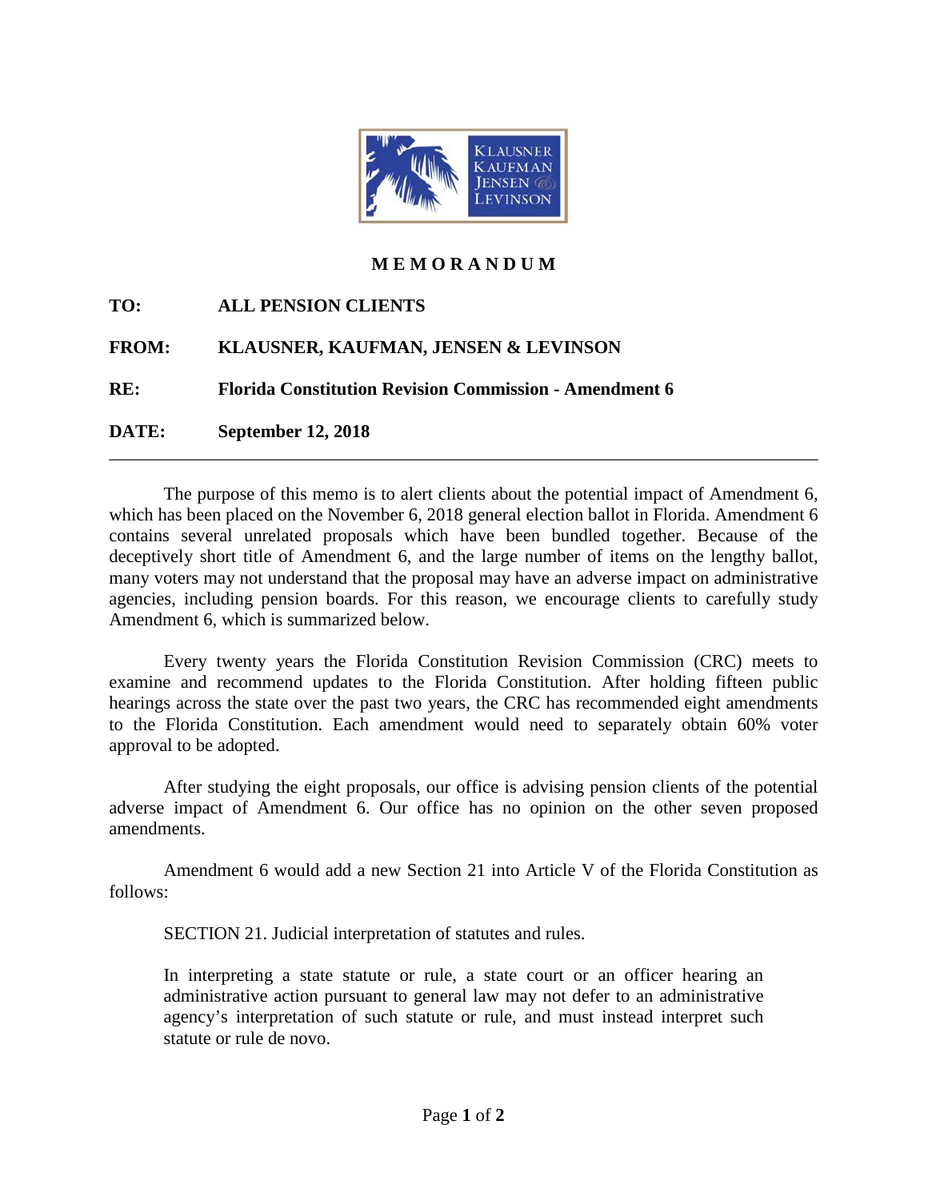KLAUSNER KAUFMAN JENSEN & LEVINSON

# MEMORANDUM

**TO:** ALL PENSION CLIENTS

**FROM:** KLAUSNER, KAUFMAN, JENSEN & LEVINSON

**RE:** Florida Constitution Revision Commission - Amendment 6

**DATE:** September 12, 2018

---

The purpose of this memo is to alert clients about the potential impact of Amendment 6, which has been placed on the November 6, 2018 general election ballot in Florida. Amendment 6 contains several unrelated proposals which have been bundled together. Because of the deceptively short title of Amendment 6, and the large number of items on the lengthy ballot, many voters may not understand that the proposal may have an adverse impact on administrative agencies, including pension boards. For this reason, we encourage clients to carefully study Amendment 6, which is summarized below.

Every twenty years the Florida Constitution Revision Commission (CRC) meets to examine and recommend updates to the Florida Constitution. After holding fifteen public hearings across the state over the past two years, the CRC has recommended eight amendments to the Florida Constitution. Each amendment would need to separately obtain 60% voter approval to be adopted.

After studying the eight proposals, our office is advising pension clients of the potential adverse impact of Amendment 6. Our office has no opinion on the other seven proposed amendments.

Amendment 6 would add a new Section 21 into Article V of the Florida Constitution as follows:

> SECTION 21. Judicial interpretation of statutes and rules.
>
> In interpreting a state statute or rule, a state court or an officer hearing an administrative action pursuant to general law may not defer to an administrative agency's interpretation of such statute or rule, and must instead interpret such statute or rule de novo.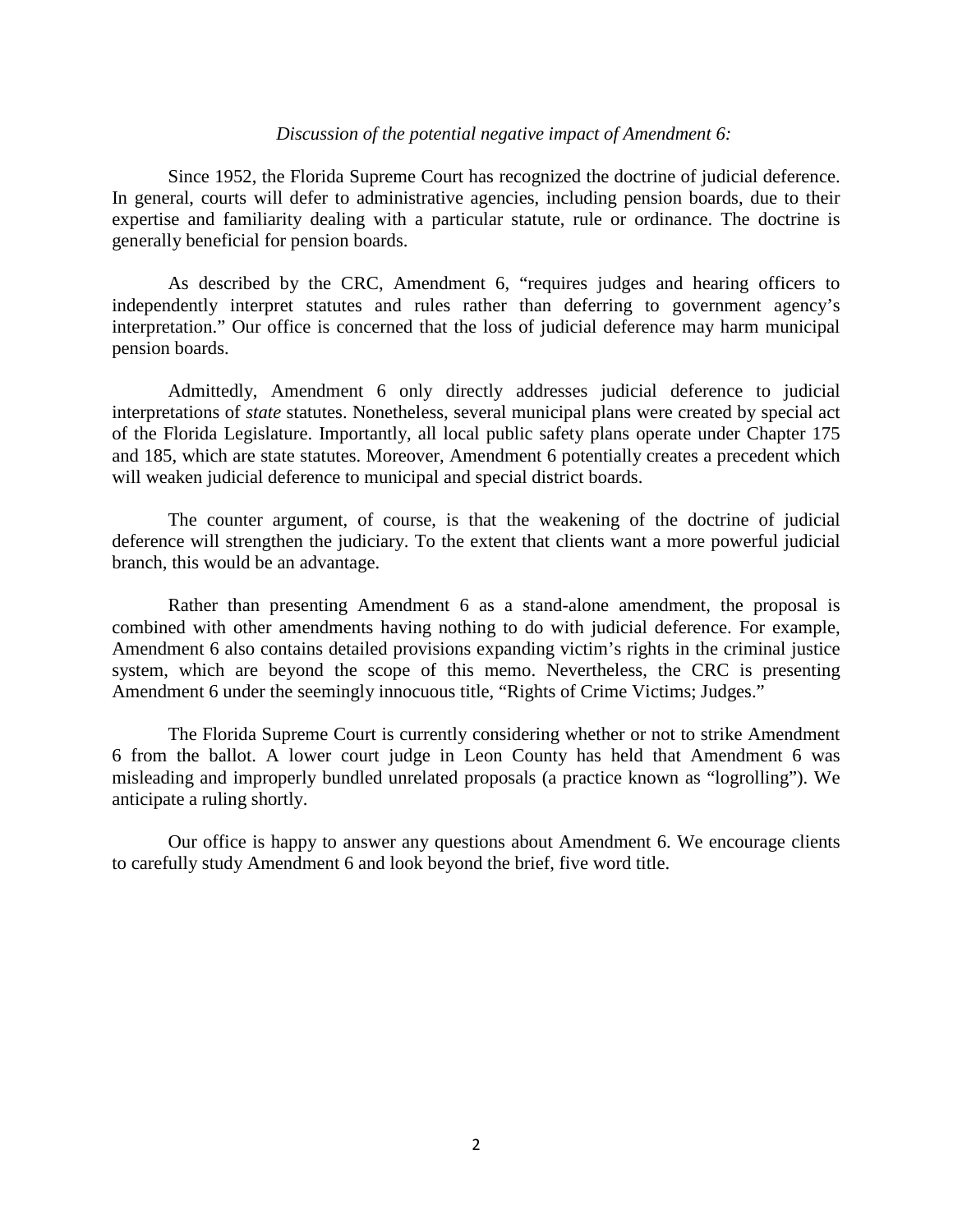*Discussion of the potential negative impact of Amendment 6:*

Since 1952, the Florida Supreme Court has recognized the doctrine of judicial deference. In general, courts will defer to administrative agencies, including pension boards, due to their expertise and familiarity dealing with a particular statute, rule or ordinance. The doctrine is generally beneficial for pension boards.

As described by the CRC, Amendment 6, "requires judges and hearing officers to independently interpret statutes and rules rather than deferring to government agency's interpretation." Our office is concerned that the loss of judicial deference may harm municipal pension boards.

Admittedly, Amendment 6 only directly addresses judicial deference to judicial interpretations of *state* statutes. Nonetheless, several municipal plans were created by special act of the Florida Legislature. Importantly, all local public safety plans operate under Chapter 175 and 185, which are state statutes. Moreover, Amendment 6 potentially creates a precedent which will weaken judicial deference to municipal and special district boards.

The counter argument, of course, is that the weakening of the doctrine of judicial deference will strengthen the judiciary. To the extent that clients want a more powerful judicial branch, this would be an advantage.

Rather than presenting Amendment 6 as a stand-alone amendment, the proposal is combined with other amendments having nothing to do with judicial deference. For example, Amendment 6 also contains detailed provisions expanding victim's rights in the criminal justice system, which are beyond the scope of this memo. Nevertheless, the CRC is presenting Amendment 6 under the seemingly innocuous title, "Rights of Crime Victims; Judges."

The Florida Supreme Court is currently considering whether or not to strike Amendment 6 from the ballot. A lower court judge in Leon County has held that Amendment 6 was misleading and improperly bundled unrelated proposals (a practice known as "logrolling"). We anticipate a ruling shortly.

Our office is happy to answer any questions about Amendment 6. We encourage clients to carefully study Amendment 6 and look beyond the brief, five word title.